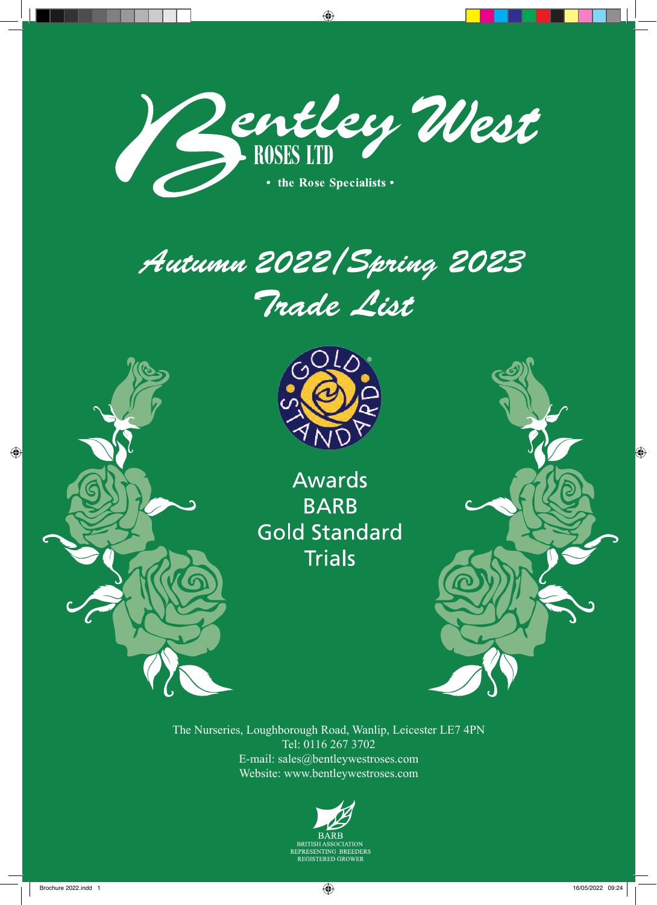# Bentley West

ROSES LTD

• the Rose Specialists •

## Autumn 2022/Spring 2023 Trade List

GOLD STANDARD

Awards
BARB
Gold Standard
Trials

The Nurseries, Loughborough Road, Wanlip, Leicester LE7 4PN
Tel: 0116 267 3702
E-mail: sales@bentleywestroses.com
Website: www.bentleywestroses.com

BARB
BRITISH ASSOCIATION
REPRESENTING BREEDERS
REGISTERED GROWER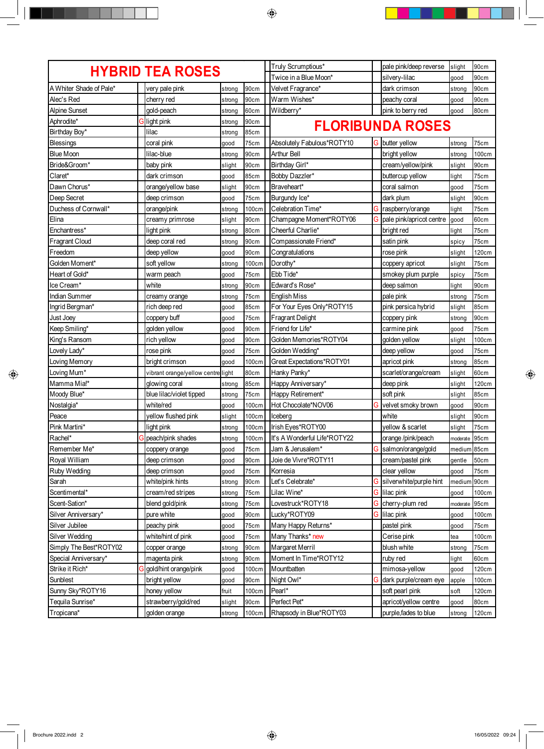# HYBRID TEA ROSES

| Name | G | Colour | Scent | Height |
|---|---|---|---|---|
| A Whiter Shade of Pale* | | very pale pink | strong | 90cm |
| Alec's Red | | cherry red | strong | 90cm |
| Alpine Sunset | | gold-peach | strong | 60cm |
| Aphrodite* | G | light pink | strong | 90cm |
| Birthday Boy* | | lilac | strong | 85cm |
| Blessings | | coral pink | good | 75cm |
| Blue Moon | | lilac-blue | strong | 90cm |
| Bride&Groom* | | baby pink | slight | 90cm |
| Claret* | | dark crimson | good | 85cm |
| Dawn Chorus* | | orange/yellow base | slight | 90cm |
| Deep Secret | | deep crimson | good | 75cm |
| Duchess of Cornwall* | | orange/pink | strong | 100cm |
| Elina | | creamy primrose | slight | 90cm |
| Enchantress* | | light pink | strong | 80cm |
| Fragrant Cloud | | deep coral red | strong | 90cm |
| Freedom | | deep yellow | good | 90cm |
| Golden Moment* | | soft yellow | strong | 100cm |
| Heart of Gold* | | warm peach | good | 75cm |
| Ice Cream* | | white | strong | 90cm |
| Indian Summer | | creamy orange | strong | 75cm |
| Ingrid Bergman* | | rich deep red | good | 85cm |
| Just Joey | | coppery buff | good | 75cm |
| Keep Smiling* | | golden yellow | good | 90cm |
| King's Ransom | | rich yellow | good | 90cm |
| Lovely Lady* | | rose pink | good | 75cm |
| Loving Memory | | bright crimson | good | 100cm |
| Loving Mum* | | vibrant orange/yellow centre | light | 80cm |
| Mamma Mia!* | | glowing coral | strong | 85cm |
| Moody Blue* | | blue lilac/violet tipped | strong | 75cm |
| Nostalgia* | | white/red | good | 100cm |
| Peace | | yellow flushed pink | slight | 100cm |
| Pink Martini* | | light pink | strong | 100cm |
| Rachel* | G | peach/pink shades | strong | 100cm |
| Remember Me* | | coppery orange | good | 75cm |
| Royal William | | deep crimson | good | 90cm |
| Ruby Wedding | | deep crimson | good | 75cm |
| Sarah | | white/pink hints | strong | 90cm |
| Scentimental* | | cream/red stripes | strong | 75cm |
| Scent-Sation* | | blend gold/pink | strong | 75cm |
| Silver Anniversary* | | pure white | good | 90cm |
| Silver Jubilee | | peachy pink | good | 75cm |
| Silver Wedding | | white/hint of pink | good | 75cm |
| Simply The Best*ROTY02 | | copper orange | strong | 90cm |
| Special Anniversary* | | magenta pink | strong | 90cm |
| Strike it Rich* | G | gold/hint orange/pink | good | 100cm |
| Sunblest | | bright yellow | good | 90cm |
| Sunny Sky*ROTY16 | | honey yellow | fruit | 100cm |
| Tequila Sunrise* | | strawberry/gold/red | slight | 90cm |
| Tropicana* | | golden orange | strong | 100cm |
| Truly Scrumptious* | | pale pink/deep reverse | slight | 90cm |
| Twice in a Blue Moon* | | silvery-lilac | good | 90cm |
| Velvet Fragrance* | | dark crimson | strong | 90cm |
| Warm Wishes* | | peachy coral | good | 90cm |
| Wildberry* | | pink to berry red | good | 80cm |

# FLORIBUNDA ROSES

| Name | G | Colour | Scent | Height |
|---|---|---|---|---|
| Absolutely Fabulous*ROTY10 | G | butter yellow | strong | 75cm |
| Arthur Bell | | bright yellow | strong | 100cm |
| Birthday Girl* | | cream/yellow/pink | slight | 90cm |
| Bobby Dazzler* | | buttercup yellow | light | 75cm |
| Braveheart* | | coral salmon | good | 75cm |
| Burgundy Ice* | | dark plum | slight | 90cm |
| Celebration Time* | G | raspberry/orange | light | 75cm |
| Champagne Moment*ROTY06 | G | pale pink/apricot centre | good | 60cm |
| Cheerful Charlie* | | bright red | light | 75cm |
| Compassionate Friend* | | satin pink | spicy | 75cm |
| Congratulations | | rose pink | slight | 120cm |
| Dorothy* | | coppery apricot | slight | 75cm |
| Ebb Tide* | | smokey plum purple | spicy | 75cm |
| Edward's Rose* | | deep salmon | light | 90cm |
| English Miss | | pale pink | strong | 75cm |
| For Your Eyes Only*ROTY15 | | pink persica hybrid | slight | 85cm |
| Fragrant Delight | | coppery pink | strong | 90cm |
| Friend for Life* | | carmine pink | good | 75cm |
| Golden Memories*ROTY04 | | golden yellow | slight | 100cm |
| Golden Wedding* | | deep yellow | good | 75cm |
| Great Expectations*ROTY01 | | apricot pink | strong | 85cm |
| Hanky Panky* | | scarlet/orange/cream | slight | 60cm |
| Happy Anniversary* | | deep pink | slight | 120cm |
| Happy Retirement* | | soft pink | slight | 85cm |
| Hot Chocolate*NOV06 | G | velvet smoky brown | good | 90cm |
| Iceberg | | white | slight | 90cm |
| Irish Eyes*ROTY00 | | yellow & scarlet | slight | 75cm |
| It's A Wonderful Life*ROTY22 | | orange /pink/peach | moderate | 95cm |
| Jam & Jerusalem* | G | salmon/orange/gold | medium | 85cm |
| Joie de Vivre*ROTY11 | | cream/pastel pink | gentle | 50cm |
| Korresia | | clear yellow | good | 75cm |
| Let's Celebrate* | G | silverwhite/purple hint | medium | 90cm |
| Lilac Wine* | G | lilac pink | good | 100cm |
| Lovestruck*ROTY18 | G | cherry-plum red | moderate | 95cm |
| Lucky*ROTY09 | G | lilac pink | good | 100cm |
| Many Happy Returns* | | pastel pink | good | 75cm |
| Many Thanks* new | | Cerise pink | tea | 100cm |
| Margaret Merril | | blush white | strong | 75cm |
| Moment In Time*ROTY12 | | ruby red | light | 60cm |
| Mountbatten | | mimosa-yellow | good | 120cm |
| Night Owl* | G | dark purple/cream eye | apple | 100cm |
| Pearl* | | soft pearl pink | soft | 120cm |
| Perfect Pet* | | apricot/yellow centre | good | 80cm |
| Rhapsody in Blue*ROTY03 | | purple,fades to blue | strong | 120cm |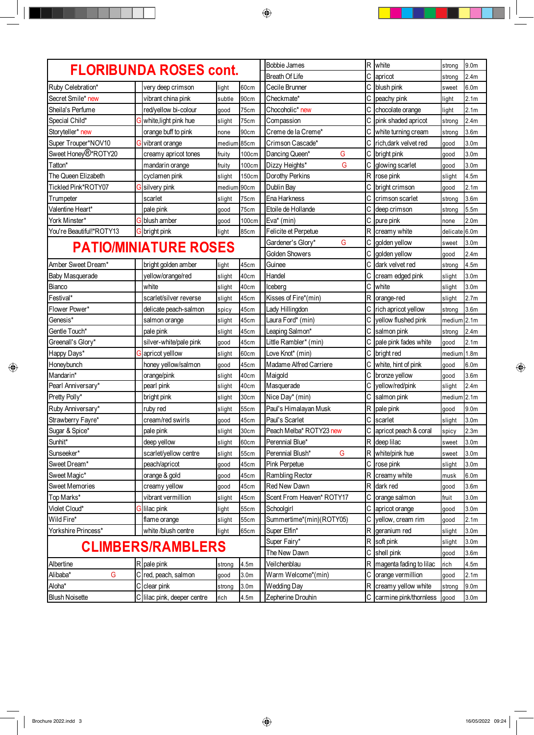## FLORIBUNDA ROSES cont.

| Name | G | Colour | Scent | Height |
|---|---|---|---|---|
| Ruby Celebration* | | very deep crimson | light | 60cm |
| Secret Smile* new | | vibrant china pink | subtle | 90cm |
| Sheila's Perfume | | red/yellow bi-colour | good | 75cm |
| Special Child* | G | white,light pink hue | slight | 75cm |
| Storyteller* new | | orange buff to pink | none | 90cm |
| Super Trouper*NOV10 | G | vibrant orange | medium | 85cm |
| Sweet Honey®*ROTY20 | | creamy apricot tones | fruity | 100cm |
| Tatton* | | mandarin orange | fruity | 100cm |
| The Queen Elizabeth | | cyclamen pink | slight | 150cm |
| Tickled Pink*ROTY07 | G | silvery pink | medium | 90cm |
| Trumpeter | | scarlet | slight | 75cm |
| Valentine Heart* | | pale pink | good | 75cm |
| York Minster* | G | blush amber | good | 100cm |
| You're Beautiful!*ROTY13 | G | bright pink | light | 85cm |

## PATIO/MINIATURE ROSES

| Name | G | Colour | Scent | Height |
|---|---|---|---|---|
| Amber Sweet Dream* | | bright golden amber | light | 45cm |
| Baby Masquerade | | yellow/orange/red | slight | 40cm |
| Bianco | | white | slight | 40cm |
| Festival* | | scarlet/silver reverse | slight | 45cm |
| Flower Power* | | delicate peach-salmon | spicy | 45cm |
| Genesis* | | salmon orange | slight | 45cm |
| Gentle Touch* | | pale pink | slight | 45cm |
| Greenall's Glory* | | silver-white/pale pink | good | 45cm |
| Happy Days* | G | apricot yelllow | slight | 60cm |
| Honeybunch | | honey yellow/salmon | good | 45cm |
| Mandarin* | | orange/pink | slight | 40cm |
| Pearl Anniversary* | | pearl pink | slight | 40cm |
| Pretty Polly* | | bright pink | slight | 30cm |
| Ruby Anniversary* | | ruby red | slight | 55cm |
| Strawberry Fayre* | | cream/red swirls | good | 45cm |
| Sugar & Spice* | | pale pink | slight | 30cm |
| Sunhit* | | deep yellow | slight | 60cm |
| Sunseeker* | | scarlet/yellow centre | slight | 55cm |
| Sweet Dream* | | peach/apricot | good | 45cm |
| Sweet Magic* | | orange & gold | good | 45cm |
| Sweet Memories | | creamy yellow | good | 45cm |
| Top Marks* | | vibrant vermillion | slight | 45cm |
| Violet Cloud* | G | lilac pink | light | 55cm |
| Wild Fire* | | flame orange | slight | 55cm |
| Yorkshire Princess* | | white /blush centre | light | 65cm |

## CLIMBERS/RAMBLERS

| Name | G | Type | Colour | Scent | Height |
|---|---|---|---|---|---|
| Albertine | | R | pale pink | strong | 4.5m |
| Alibaba* | G | C | red, peach, salmon | good | 3.0m |
| Aloha* | | C | clear pink | strong | 3.0m |
| Blush Noisette | | C | lilac pink, deeper centre | rich | 4.5m |
| Bobbie James | | R | white | strong | 9.0m |
| Breath Of Life | | C | apricot | strong | 2.4m |
| Cecile Brunner | | C | blush pink | sweet | 6.0m |
| Checkmate* | | C | peachy pink | light | 2.1m |
| Chocoholic* new | | C | chocolate orange | light | 2.1m |
| Compassion | | C | pink shaded apricot | strong | 2.4m |
| Creme de la Creme* | | C | white turning cream | strong | 3.6m |
| Crimson Cascade* | | C | rich,dark velvet red | good | 3.0m |
| Dancing Queen* | G | C | bright pink | good | 3.0m |
| Dizzy Heights* | G | C | glowing scarlet | good | 3.0m |
| Dorothy Perkins | | R | rose pink | slight | 4.5m |
| Dublin Bay | | C | bright crimson | good | 2.1m |
| Ena Harkness | | C | crimson scarlet | strong | 3.6m |
| Etoile de Hollande | | C | deep crimson | strong | 5.5m |
| Eva* (min) | | C | pure pink | none | 2.0m |
| Felicite et Perpetue | | R | creamy white | delicate | 6.0m |
| Gardener's Glory* | G | C | golden yellow | sweet | 3.0m |
| Golden Showers | | C | golden yellow | good | 2.4m |
| Guinee | | C | dark velvet red | strong | 4.5m |
| Handel | | C | cream edged pink | slight | 3.0m |
| Iceberg | | C | white | slight | 3.0m |
| Kisses of Fire*(min) | | R | orange-red | slight | 2.7m |
| Lady Hillingdon | | C | rich apricot yellow | strong | 3.6m |
| Laura Ford* (min) | | C | yellow flushed pink | medium | 2.1m |
| Leaping Salmon* | | C | salmon pink | strong | 2.4m |
| Little Rambler* (min) | | C | pale pink fades white | good | 2.1m |
| Love Knot* (min) | | C | bright red | medium | 1.8m |
| Madame Alfred Carriere | | C | white, hint of pink | good | 6.0m |
| Maigold | | C | bronze yellow | good | 3.6m |
| Masquerade | | C | yellow/red/pink | slight | 2.4m |
| Nice Day* (min) | | C | salmon pink | medium | 2.1m |
| Paul's Himalayan Musk | | R | pale pink | good | 9.0m |
| Paul's Scarlet | | C | scarlet | slight | 3.0m |
| Peach Melba* ROTY23 new | | C | apricot peach & coral | spicy | 2.3m |
| Perennial Blue* | | R | deep lilac | sweet | 3.0m |
| Perennial Blush* | G | R | white/pink hue | sweet | 3.0m |
| Pink Perpetue | | C | rose pink | slight | 3.0m |
| Rambling Rector | | R | creamy white | musk | 6.0m |
| Red New Dawn | | R | dark red | good | 3.6m |
| Scent From Heaven* ROTY17 | | C | orange salmon | fruit | 3.0m |
| Schoolgirl | | C | apricot orange | good | 3.0m |
| Summertime*(min)(ROTY05) | | C | yellow, cream rim | good | 2.1m |
| Super Elfin* | | R | geranium red | slight | 3.0m |
| Super Fairy* | | R | soft pink | slight | 3.0m |
| The New Dawn | | C | shell pink | good | 3.6m |
| Veilchenblau | | R | magenta fading to lilac | rich | 4.5m |
| Warm Welcome*(min) | | C | orange vermillion | good | 2.1m |
| Wedding Day | | R | creamy yellow white | strong | 9.0m |
| Zepherine Drouhin | | C | carmine pink/thornless | good | 3.0m |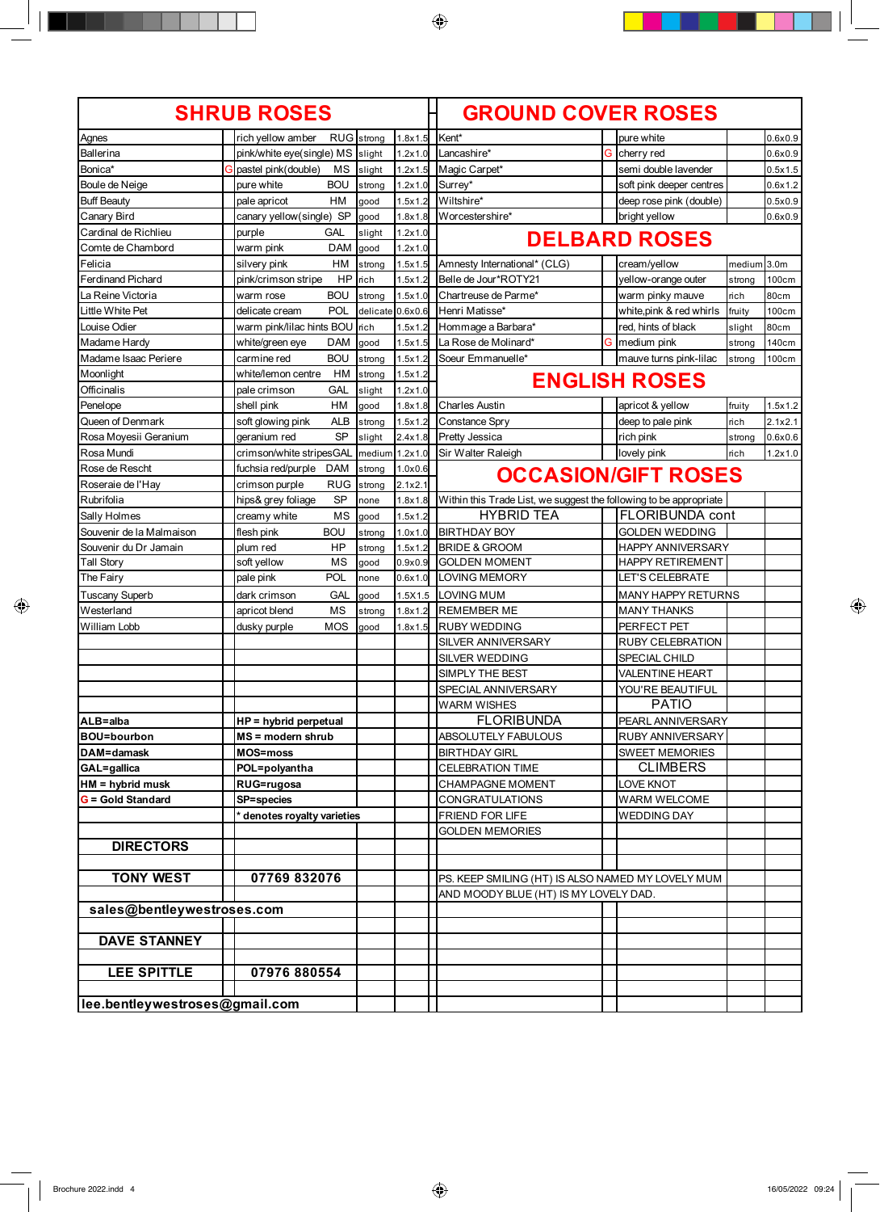# SHRUB ROSES

| | | | | | |
|---|---|---|---|---|---|
| Agnes | | rich yellow amber | RUG | strong | 1.8x1.5 |
| Ballerina | | pink/white eye(single) | MS | slight | 1.2x1.0 |
| Bonica* | G | pastel pink(double) | MS | slight | 1.2x1.5 |
| Boule de Neige | | pure white | BOU | strong | 1.2x1.0 |
| Buff Beauty | | pale apricot | HM | good | 1.5x1.2 |
| Canary Bird | | canary yellow(single) | SP | good | 1.8x1.8 |
| Cardinal de Richlieu | | purple | GAL | slight | 1.2x1.0 |
| Comte de Chambord | | warm pink | DAM | good | 1.2x1.0 |
| Felicia | | silvery pink | HM | strong | 1.5x1.5 |
| Ferdinand Pichard | | pink/crimson stripe | HP | rich | 1.5x1.2 |
| La Reine Victoria | | warm rose | BOU | strong | 1.5x1.0 |
| Little White Pet | | delicate cream | POL | delicate | 0.6x0.6 |
| Louise Odier | | warm pink/lilac hints | BOU | rich | 1.5x1.2 |
| Madame Hardy | | white/green eye | DAM | good | 1.5x1.5 |
| Madame Isaac Periere | | carmine red | BOU | strong | 1.5x1.2 |
| Moonlight | | white/lemon centre | HM | strong | 1.5x1.2 |
| Officinalis | | pale crimson | GAL | slight | 1.2x1.0 |
| Penelope | | shell pink | HM | good | 1.8x1.8 |
| Queen of Denmark | | soft glowing pink | ALB | strong | 1.5x1.2 |
| Rosa Moyesii Geranium | | geranium red | SP | slight | 2.4x1.8 |
| Rosa Mundi | | crimson/white stripes | GAL | medium | 1.2x1.0 |
| Rose de Rescht | | fuchsia red/purple | DAM | strong | 1.0x0.6 |
| Roseraie de l'Hay | | crimson purple | RUG | strong | 2.1x2.1 |
| Rubrifolia | | hips& grey foliage | SP | none | 1.8x1.8 |
| Sally Holmes | | creamy white | MS | good | 1.5x1.2 |
| Souvenir de la Malmaison | | flesh pink | BOU | strong | 1.0x1.0 |
| Souvenir du Dr Jamain | | plum red | HP | strong | 1.5x1.2 |
| Tall Story | | soft yellow | MS | good | 0.9x0.9 |
| The Fairy | | pale pink | POL | none | 0.6x1.0 |
| Tuscany Superb | | dark crimson | GAL | good | 1.5X1.5 |
| Westerland | | apricot blend | MS | strong | 1.8x1.2 |
| William Lobb | | dusky purple | MOS | good | 1.8x1.5 |

| | |
|---|---|
| **ALB=alba** | **HP = hybrid perpetual** |
| **BOU=bourbon** | **MS = modern shrub** |
| **DAM=damask** | **MOS=moss** |
| **GAL=gallica** | **POL=polyantha** |
| **HM = hybrid musk** | **RUG=rugosa** |
| **G = Gold Standard** | **SP=species** |
| | *** denotes royalty varieties** |

**DIRECTORS**

**TONY WEST** **07769 832076**

**sales@bentleywestroses.com**

**DAVE STANNEY**

**LEE SPITTLE** **07976 880554**

**lee.bentleywestroses@gmail.com**

# GROUND COVER ROSES

| | | | | |
|---|---|---|---|---|
| Kent* | | pure white | | 0.6x0.9 |
| Lancashire* | G | cherry red | | 0.6x0.9 |
| Magic Carpet* | | semi double lavender | | 0.5x1.5 |
| Surrey* | | soft pink deeper centres | | 0.6x1.2 |
| Wiltshire* | | deep rose pink (double) | | 0.5x0.9 |
| Worcestershire* | | bright yellow | | 0.6x0.9 |

# DELBARD ROSES

| | | | | |
|---|---|---|---|---|
| Amnesty International* (CLG) | | cream/yellow | medium | 3.0m |
| Belle de Jour*ROTY21 | | yellow-orange outer | strong | 100cm |
| Chartreuse de Parme* | | warm pinky mauve | rich | 80cm |
| Henri Matisse* | | white,pink & red whirls | fruity | 100cm |
| Hommage a Barbara* | | red, hints of black | slight | 80cm |
| La Rose de Molinard* | G | medium pink | strong | 140cm |
| Soeur Emmanuelle* | | mauve turns pink-lilac | strong | 100cm |

# ENGLISH ROSES

| | | | | |
|---|---|---|---|---|
| Charles Austin | | apricot & yellow | fruity | 1.5x1.2 |
| Constance Spry | | deep to pale pink | rich | 2.1x2.1 |
| Pretty Jessica | | rich pink | strong | 0.6x0.6 |
| Sir Walter Raleigh | | lovely pink | rich | 1.2x1.0 |

# OCCASION/GIFT ROSES

Within this Trade List, we suggest the following to be appropriate

| | |
|---|---|
| HYBRID TEA | FLORIBUNDA cont |
| BIRTHDAY BOY | GOLDEN WEDDING |
| BRIDE & GROOM | HAPPY ANNIVERSARY |
| GOLDEN MOMENT | HAPPY RETIREMENT |
| LOVING MEMORY | LET'S CELEBRATE |
| LOVING MUM | MANY HAPPY RETURNS |
| REMEMBER ME | MANY THANKS |
| RUBY WEDDING | PERFECT PET |
| SILVER ANNIVERSARY | RUBY CELEBRATION |
| SILVER WEDDING | SPECIAL CHILD |
| SIMPLY THE BEST | VALENTINE HEART |
| SPECIAL ANNIVERSARY | YOU'RE BEAUTIFUL |
| WARM WISHES | PATIO |
| FLORIBUNDA | PEARL ANNIVERSARY |
| ABSOLUTELY FABULOUS | RUBY ANNIVERSARY |
| BIRTHDAY GIRL | SWEET MEMORIES |
| CELEBRATION TIME | CLIMBERS |
| CHAMPAGNE MOMENT | LOVE KNOT |
| CONGRATULATIONS | WARM WELCOME |
| FRIEND FOR LIFE | WEDDING DAY |
| GOLDEN MEMORIES | |

PS. KEEP SMILING (HT) IS ALSO NAMED MY LOVELY MUM
AND MOODY BLUE (HT) IS MY LOVELY DAD.